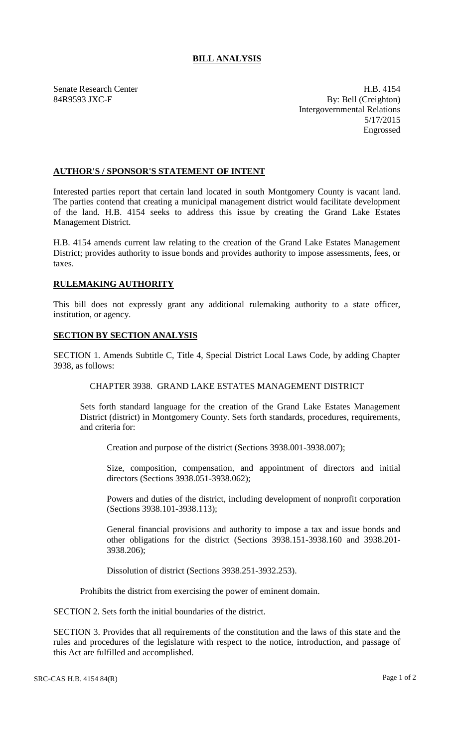# BILL ANALYSIS

Senate Research Center
84R9593 JXC-F

H.B. 4154
By: Bell (Creighton)
Intergovernmental Relations
5/17/2015
Engrossed

## AUTHOR'S / SPONSOR'S STATEMENT OF INTENT

Interested parties report that certain land located in south Montgomery County is vacant land. The parties contend that creating a municipal management district would facilitate development of the land. H.B. 4154 seeks to address this issue by creating the Grand Lake Estates Management District.

H.B. 4154 amends current law relating to the creation of the Grand Lake Estates Management District; provides authority to issue bonds and provides authority to impose assessments, fees, or taxes.

## RULEMAKING AUTHORITY

This bill does not expressly grant any additional rulemaking authority to a state officer, institution, or agency.

## SECTION BY SECTION ANALYSIS

SECTION 1. Amends Subtitle C, Title 4, Special District Local Laws Code, by adding Chapter 3938, as follows:

CHAPTER 3938. GRAND LAKE ESTATES MANAGEMENT DISTRICT

Sets forth standard language for the creation of the Grand Lake Estates Management District (district) in Montgomery County. Sets forth standards, procedures, requirements, and criteria for:

Creation and purpose of the district (Sections 3938.001-3938.007);

Size, composition, compensation, and appointment of directors and initial directors (Sections 3938.051-3938.062);

Powers and duties of the district, including development of nonprofit corporation (Sections 3938.101-3938.113);

General financial provisions and authority to impose a tax and issue bonds and other obligations for the district (Sections 3938.151-3938.160 and 3938.201-3938.206);

Dissolution of district (Sections 3938.251-3932.253).

Prohibits the district from exercising the power of eminent domain.

SECTION 2. Sets forth the initial boundaries of the district.

SECTION 3. Provides that all requirements of the constitution and the laws of this state and the rules and procedures of the legislature with respect to the notice, introduction, and passage of this Act are fulfilled and accomplished.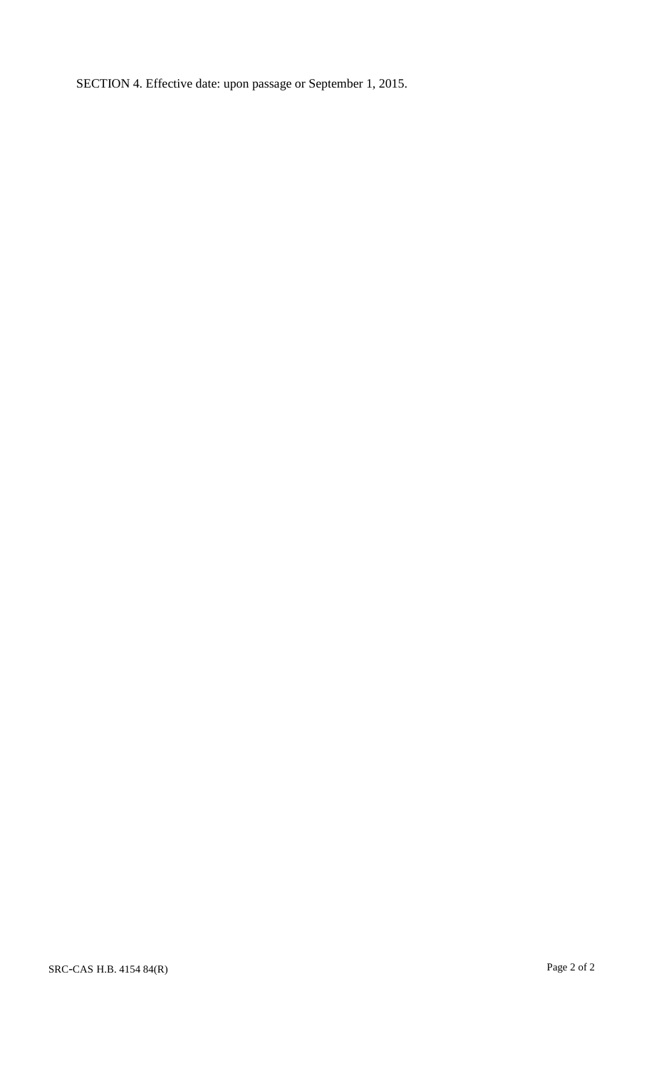SECTION 4. Effective date: upon passage or September 1, 2015.